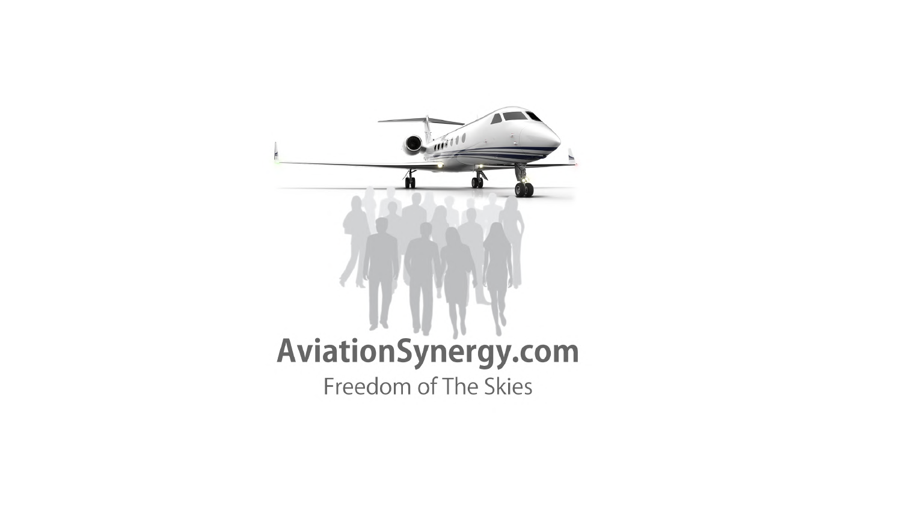# AviationSynergy.com

Freedom of The Skies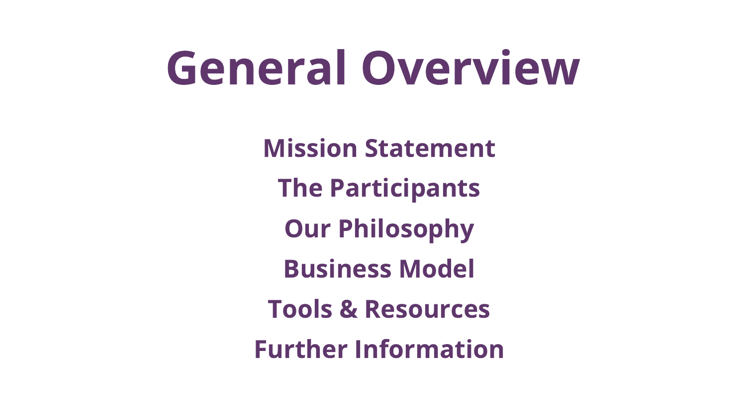# General Overview

**Mission Statement**

**The Participants**

**Our Philosophy**

**Business Model**

**Tools & Resources**

**Further Information**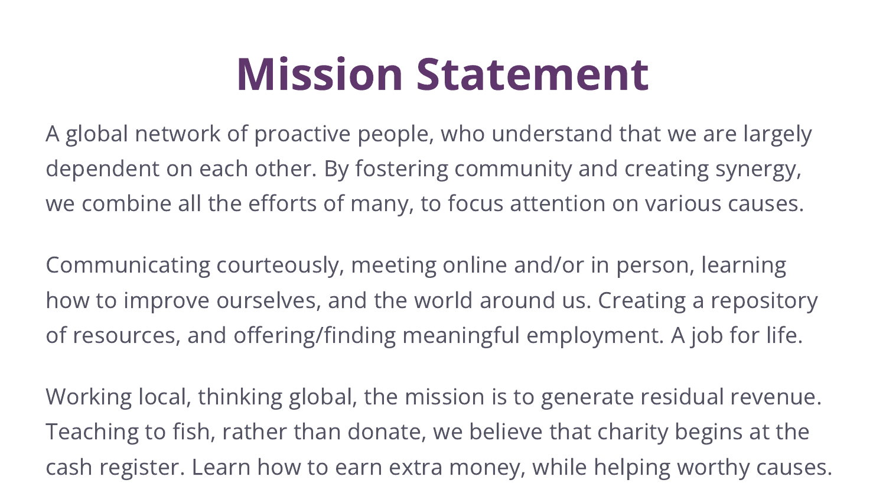# Mission Statement

A global network of proactive people, who understand that we are largely dependent on each other. By fostering community and creating synergy, we combine all the efforts of many, to focus attention on various causes.

Communicating courteously, meeting online and/or in person, learning how to improve ourselves, and the world around us. Creating a repository of resources, and offering/finding meaningful employment. A job for life.

Working local, thinking global, the mission is to generate residual revenue. Teaching to fish, rather than donate, we believe that charity begins at the cash register. Learn how to earn extra money, while helping worthy causes.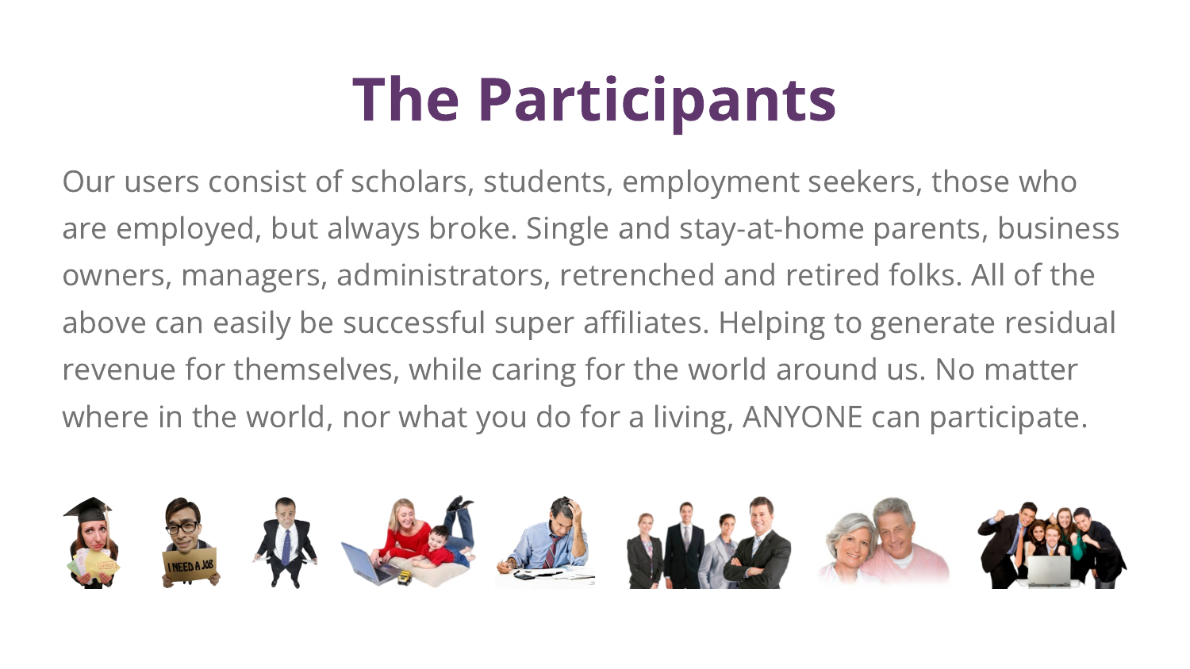# The Participants

Our users consist of scholars, students, employment seekers, those who are employed, but always broke. Single and stay-at-home parents, business owners, managers, administrators, retrenched and retired folks. All of the above can easily be successful super affiliates. Helping to generate residual revenue for themselves, while caring for the world around us. No matter where in the world, nor what you do for a living, ANYONE can participate.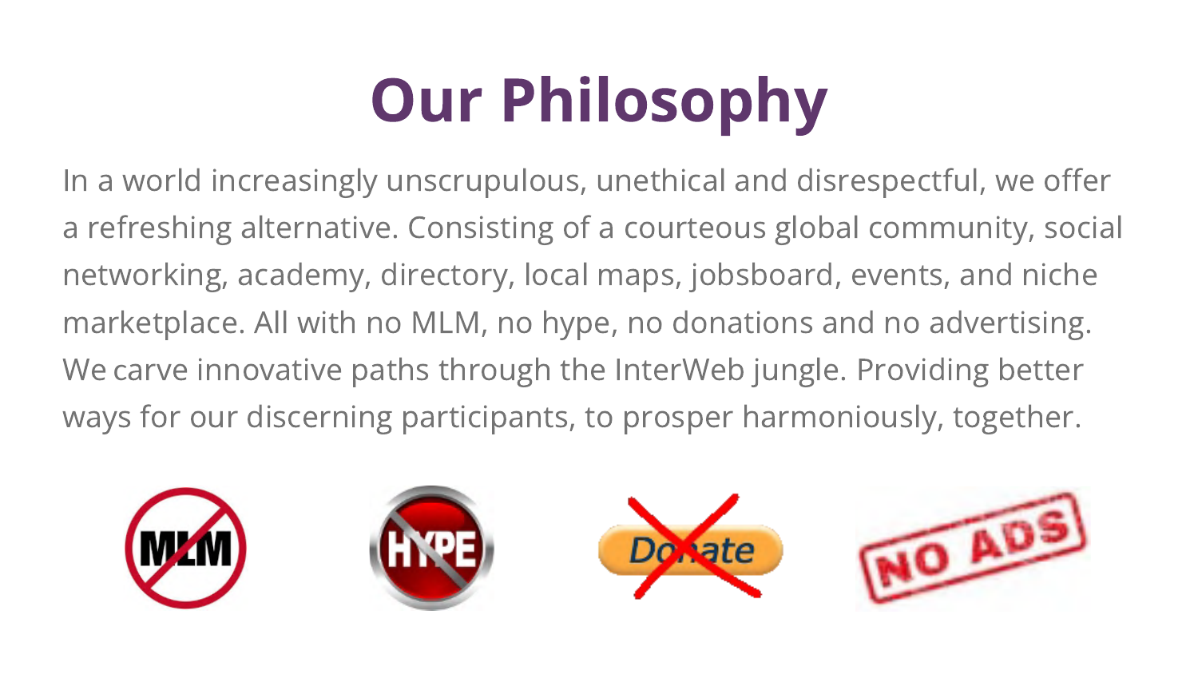# Our Philosophy

In a world increasingly unscrupulous, unethical and disrespectful, we offer a refreshing alternative. Consisting of a courteous global community, social networking, academy, directory, local maps, jobsboard, events, and niche marketplace. All with no MLM, no hype, no donations and no advertising. We carve innovative paths through the InterWeb jungle. Providing better ways for our discerning participants, to prosper harmoniously, together.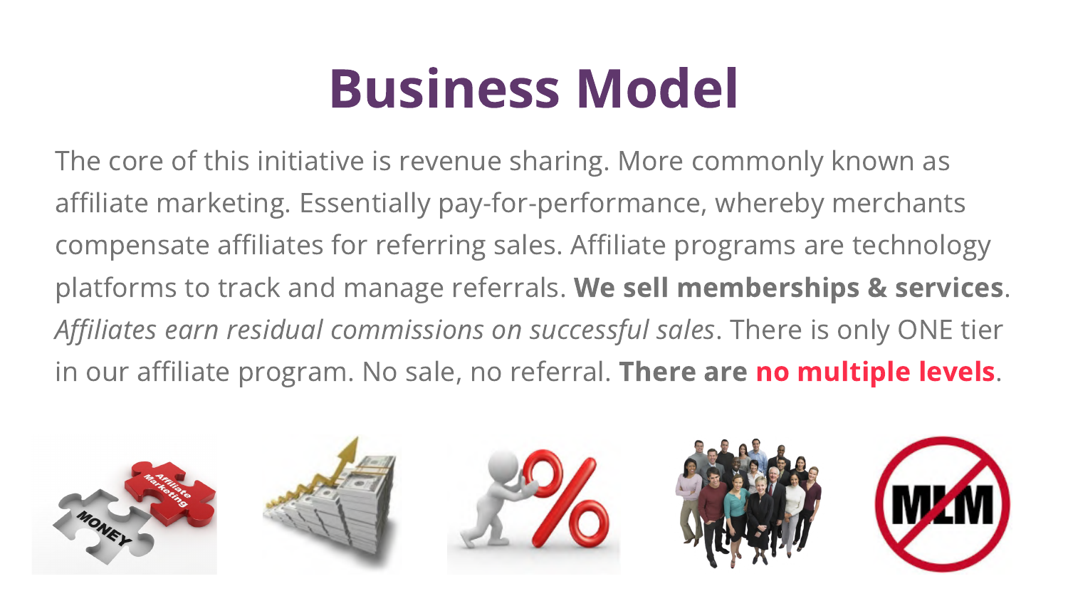# Business Model

The core of this initiative is revenue sharing. More commonly known as affiliate marketing. Essentially pay-for-performance, whereby merchants compensate affiliates for referring sales. Affiliate programs are technology platforms to track and manage referrals. **We sell memberships & services**. *Affiliates earn residual commissions on successful sales*. There is only ONE tier in our affiliate program. No sale, no referral. **There are no multiple levels**.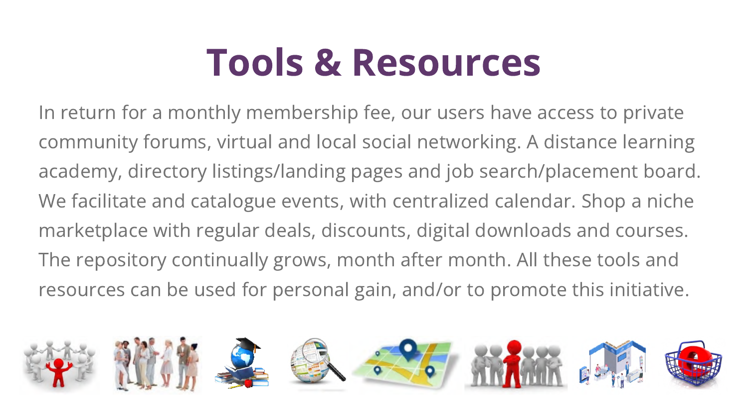# Tools & Resources

In return for a monthly membership fee, our users have access to private community forums, virtual and local social networking. A distance learning academy, directory listings/landing pages and job search/placement board. We facilitate and catalogue events, with centralized calendar. Shop a niche marketplace with regular deals, discounts, digital downloads and courses. The repository continually grows, month after month. All these tools and resources can be used for personal gain, and/or to promote this initiative.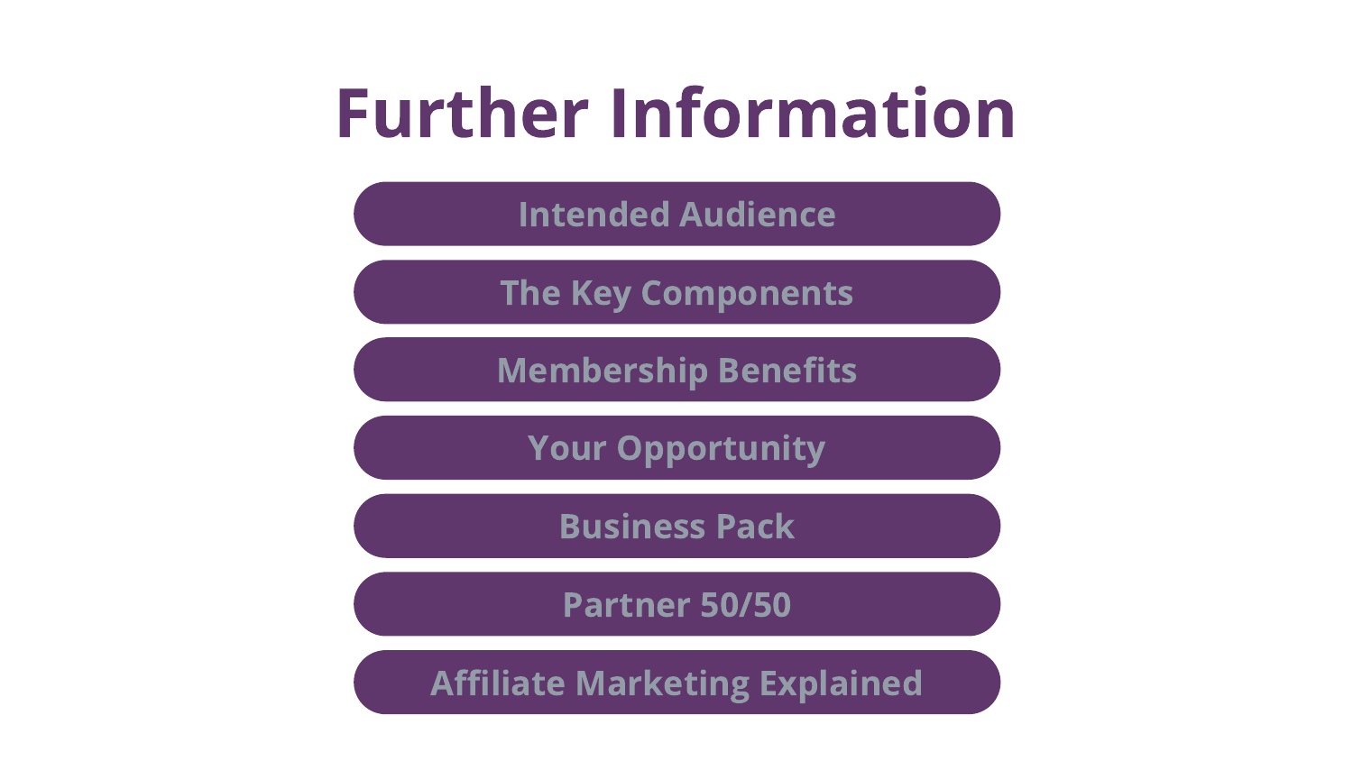# Further Information

- Intended Audience
- The Key Components
- Membership Benefits
- Your Opportunity
- Business Pack
- Partner 50/50
- Affiliate Marketing Explained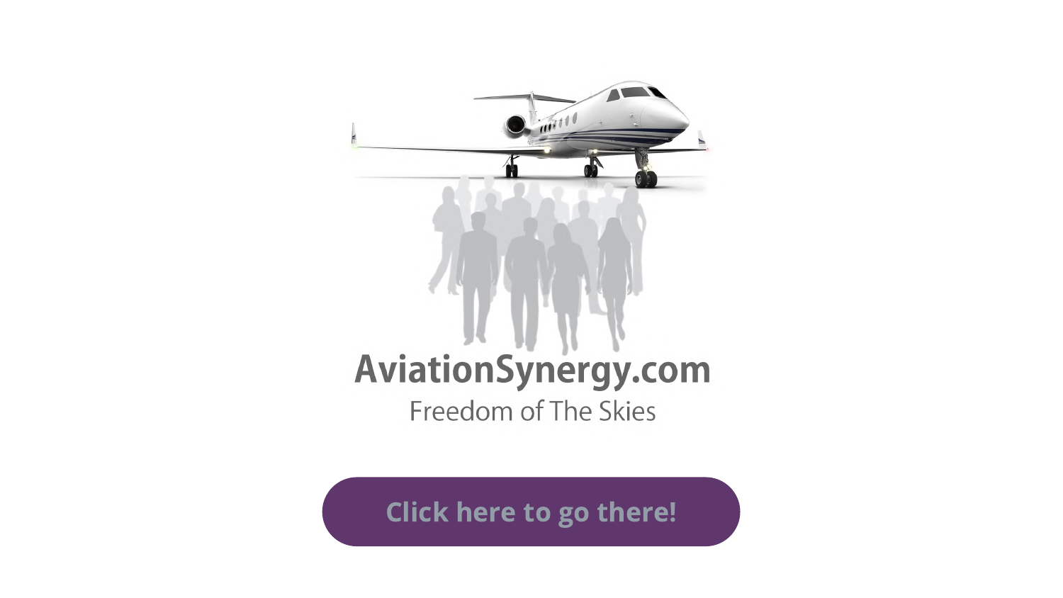AviationSynergy.com

Freedom of The Skies

Click here to go there!